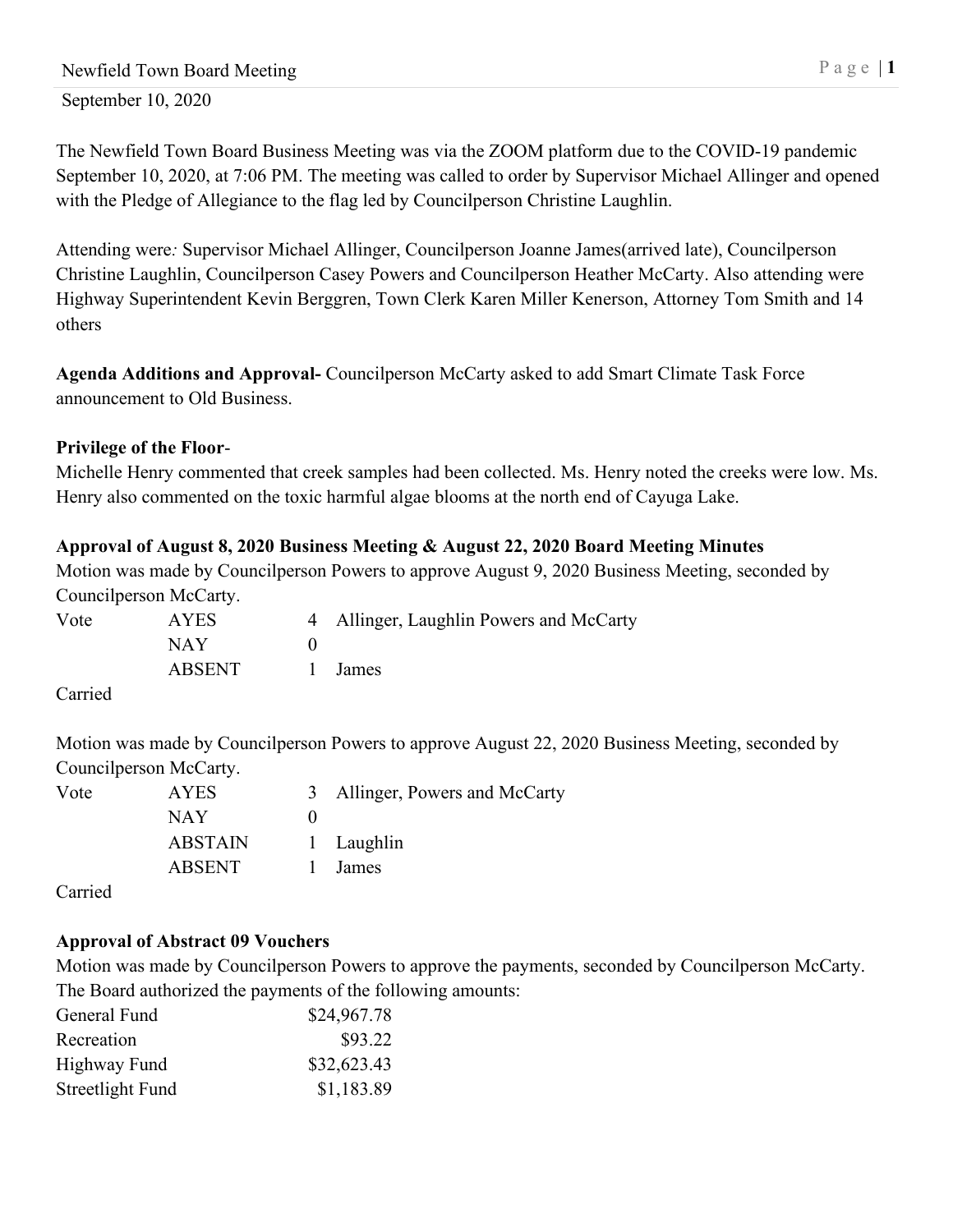Newfield Town Board Meeting

September 10, 2020

The Newfield Town Board Business Meeting was via the ZOOM platform due to the COVID-19 pandemic September 10, 2020, at 7:06 PM. The meeting was called to order by Supervisor Michael Allinger and opened with the Pledge of Allegiance to the flag led by Councilperson Christine Laughlin.

Attending were*:* Supervisor Michael Allinger, Councilperson Joanne James(arrived late), Councilperson Christine Laughlin, Councilperson Casey Powers and Councilperson Heather McCarty. Also attending were Highway Superintendent Kevin Berggren, Town Clerk Karen Miller Kenerson, Attorney Tom Smith and 14 others

**Agenda Additions and Approval-** Councilperson McCarty asked to add Smart Climate Task Force announcement to Old Business.

**Privilege of the Floor**-

Michelle Henry commented that creek samples had been collected. Ms. Henry noted the creeks were low. Ms. Henry also commented on the toxic harmful algae blooms at the north end of Cayuga Lake.

**Approval of August 8, 2020 Business Meeting & August 22, 2020 Board Meeting Minutes**

Motion was made by Councilperson Powers to approve August 9, 2020 Business Meeting, seconded by Councilperson McCarty.

| Vote | AYES | 4 | Allinger, Laughlin Powers and McCarty |
|---|---|---|---|
| | NAY | 0 | |
| | ABSENT | 1 | James |

Carried

Motion was made by Councilperson Powers to approve August 22, 2020 Business Meeting, seconded by Councilperson McCarty.

| Vote | AYES | 3 | Allinger, Powers and McCarty |
|---|---|---|---|
| | NAY | 0 | |
| | ABSTAIN | 1 | Laughlin |
| | ABSENT | 1 | James |

Carried

**Approval of Abstract 09 Vouchers**

Motion was made by Councilperson Powers to approve the payments, seconded by Councilperson McCarty. The Board authorized the payments of the following amounts:

| | |
|---|---|
| General Fund | $24,967.78 |
| Recreation | $93.22 |
| Highway Fund | $32,623.43 |
| Streetlight Fund | $1,183.89 |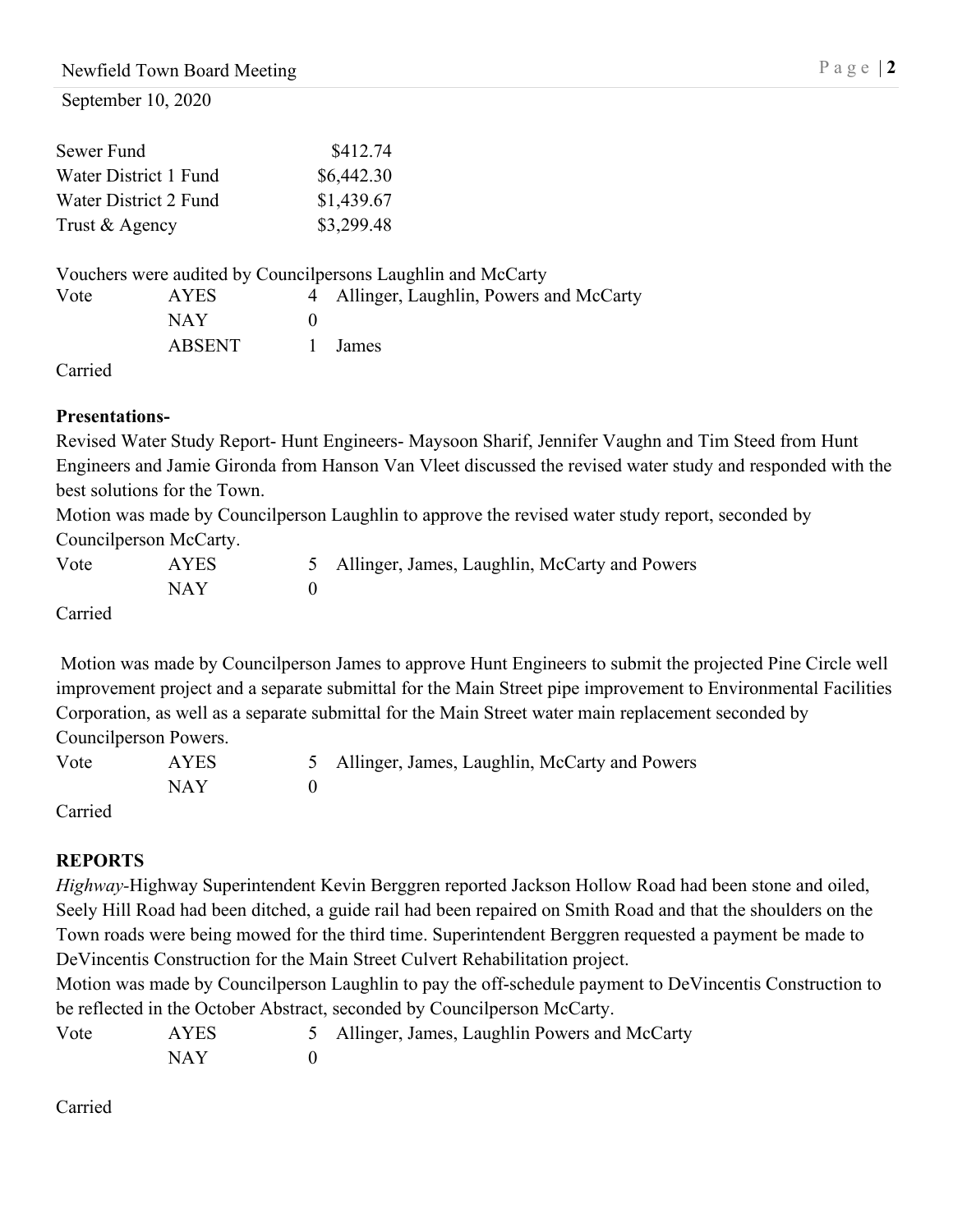| | |
|---|---|
| Sewer Fund | $412.74 |
| Water District 1 Fund | $6,442.30 |
| Water District 2 Fund | $1,439.67 |
| Trust & Agency | $3,299.48 |

Vouchers were audited by Councilpersons Laughlin and McCarty

| | | | |
|---|---|---|---|
| Vote | AYES | 4 | Allinger, Laughlin, Powers and McCarty |
| | NAY | 0 | |
| | ABSENT | 1 | James |

Carried

**Presentations-**

Revised Water Study Report- Hunt Engineers- Maysoon Sharif, Jennifer Vaughn and Tim Steed from Hunt Engineers and Jamie Gironda from Hanson Van Vleet discussed the revised water study and responded with the best solutions for the Town.

Motion was made by Councilperson Laughlin to approve the revised water study report, seconded by Councilperson McCarty.

| | | | |
|---|---|---|---|
| Vote | AYES | 5 | Allinger, James, Laughlin, McCarty and Powers |
| | NAY | 0 | |

Carried

Motion was made by Councilperson James to approve Hunt Engineers to submit the projected Pine Circle well improvement project and a separate submittal for the Main Street pipe improvement to Environmental Facilities Corporation, as well as a separate submittal for the Main Street water main replacement seconded by Councilperson Powers.

| | | | |
|---|---|---|---|
| Vote | AYES | 5 | Allinger, James, Laughlin, McCarty and Powers |
| | NAY | 0 | |

Carried

**REPORTS**

*Highway*-Highway Superintendent Kevin Berggren reported Jackson Hollow Road had been stone and oiled, Seely Hill Road had been ditched, a guide rail had been repaired on Smith Road and that the shoulders on the Town roads were being mowed for the third time. Superintendent Berggren requested a payment be made to DeVincentis Construction for the Main Street Culvert Rehabilitation project.

Motion was made by Councilperson Laughlin to pay the off-schedule payment to DeVincentis Construction to be reflected in the October Abstract, seconded by Councilperson McCarty.

| | | | |
|---|---|---|---|
| Vote | AYES | 5 | Allinger, James, Laughlin Powers and McCarty |
| | NAY | 0 | |

Carried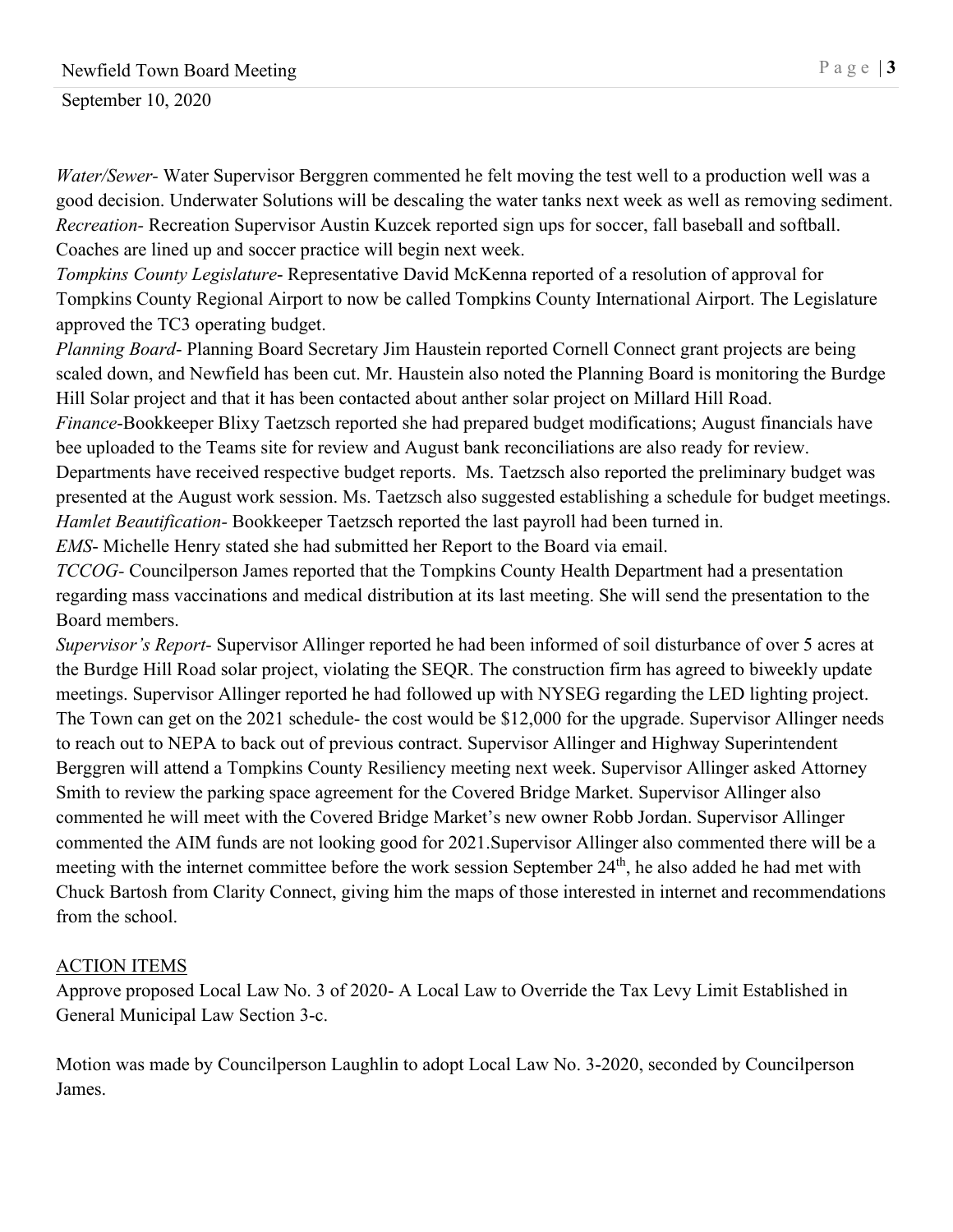*Water/Sewer*- Water Supervisor Berggren commented he felt moving the test well to a production well was a good decision. Underwater Solutions will be descaling the water tanks next week as well as removing sediment.
*Recreation*- Recreation Supervisor Austin Kuzcek reported sign ups for soccer, fall baseball and softball. Coaches are lined up and soccer practice will begin next week.
*Tompkins County Legislature*- Representative David McKenna reported of a resolution of approval for Tompkins County Regional Airport to now be called Tompkins County International Airport. The Legislature approved the TC3 operating budget.
*Planning Board*- Planning Board Secretary Jim Haustein reported Cornell Connect grant projects are being scaled down, and Newfield has been cut. Mr. Haustein also noted the Planning Board is monitoring the Burdge Hill Solar project and that it has been contacted about anther solar project on Millard Hill Road.
*Finance*-Bookkeeper Blixy Taetzsch reported she had prepared budget modifications; August financials have bee uploaded to the Teams site for review and August bank reconciliations are also ready for review. Departments have received respective budget reports. Ms. Taetzsch also reported the preliminary budget was presented at the August work session. Ms. Taetzsch also suggested establishing a schedule for budget meetings.
*Hamlet Beautification*- Bookkeeper Taetzsch reported the last payroll had been turned in.
*EMS*- Michelle Henry stated she had submitted her Report to the Board via email.
*TCCOG*- Councilperson James reported that the Tompkins County Health Department had a presentation regarding mass vaccinations and medical distribution at its last meeting. She will send the presentation to the Board members.
*Supervisor's Report*- Supervisor Allinger reported he had been informed of soil disturbance of over 5 acres at the Burdge Hill Road solar project, violating the SEQR. The construction firm has agreed to biweekly update meetings. Supervisor Allinger reported he had followed up with NYSEG regarding the LED lighting project. The Town can get on the 2021 schedule- the cost would be $12,000 for the upgrade. Supervisor Allinger needs to reach out to NEPA to back out of previous contract. Supervisor Allinger and Highway Superintendent Berggren will attend a Tompkins County Resiliency meeting next week. Supervisor Allinger asked Attorney Smith to review the parking space agreement for the Covered Bridge Market. Supervisor Allinger also commented he will meet with the Covered Bridge Market's new owner Robb Jordan. Supervisor Allinger commented the AIM funds are not looking good for 2021.Supervisor Allinger also commented there will be a meeting with the internet committee before the work session September 24th, he also added he had met with Chuck Bartosh from Clarity Connect, giving him the maps of those interested in internet and recommendations from the school.

ACTION ITEMS

Approve proposed Local Law No. 3 of 2020- A Local Law to Override the Tax Levy Limit Established in General Municipal Law Section 3-c.

Motion was made by Councilperson Laughlin to adopt Local Law No. 3-2020, seconded by Councilperson James.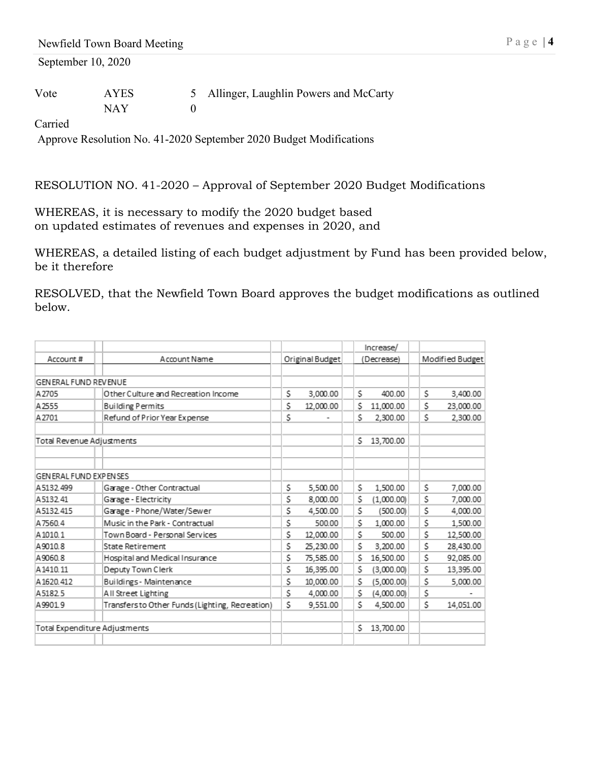Vote AYES 5 Allinger, Laughlin Powers and McCarty
NAY 0

Carried

Approve Resolution No. 41-2020 September 2020 Budget Modifications

RESOLUTION NO. 41-2020 – Approval of September 2020 Budget Modifications

WHEREAS, it is necessary to modify the 2020 budget based on updated estimates of revenues and expenses in 2020, and

WHEREAS, a detailed listing of each budget adjustment by Fund has been provided below, be it therefore

RESOLVED, that the Newfield Town Board approves the budget modifications as outlined below.

| Account # | Account Name | Original Budget | Increase/ (Decrease) | Modified Budget |
|---|---|---|---|---|
| GENERAL FUND REVENUE | | | | |
| A2705 | Other Culture and Recreation Income | $ 3,000.00 | $ 400.00 | $ 3,400.00 |
| A2555 | Building Permits | $ 12,000.00 | $ 11,000.00 | $ 23,000.00 |
| A2701 | Refund of Prior Year Expense | $ - | $ 2,300.00 | $ 2,300.00 |
| Total Revenue Adjustments | | | $ 13,700.00 | |
| GENERAL FUND EXPENSES | | | | |
| A5132.499 | Garage - Other Contractual | $ 5,500.00 | $ 1,500.00 | $ 7,000.00 |
| A5132.41 | Garage - Electricity | $ 8,000.00 | $ (1,000.00) | $ 7,000.00 |
| A5132.415 | Garage - Phone/Water/Sewer | $ 4,500.00 | $ (500.00) | $ 4,000.00 |
| A7560.4 | Music in the Park - Contractual | $ 500.00 | $ 1,000.00 | $ 1,500.00 |
| A1010.1 | Town Board - Personal Services | $ 12,000.00 | $ 500.00 | $ 12,500.00 |
| A9010.8 | State Retirement | $ 25,230.00 | $ 3,200.00 | $ 28,430.00 |
| A9060.8 | Hospital and Medical Insurance | $ 75,585.00 | $ 16,500.00 | $ 92,085.00 |
| A1410.11 | Deputy Town Clerk | $ 16,395.00 | $ (3,000.00) | $ 13,395.00 |
| A1620.412 | Buildings - Maintenance | $ 10,000.00 | $ (5,000.00) | $ 5,000.00 |
| A5182.5 | All Street Lighting | $ 4,000.00 | $ (4,000.00) | $ - |
| A9901.9 | Transfers to Other Funds (Lighting, Recreation) | $ 9,551.00 | $ 4,500.00 | $ 14,051.00 |
| Total Expenditure Adjustments | | | $ 13,700.00 | |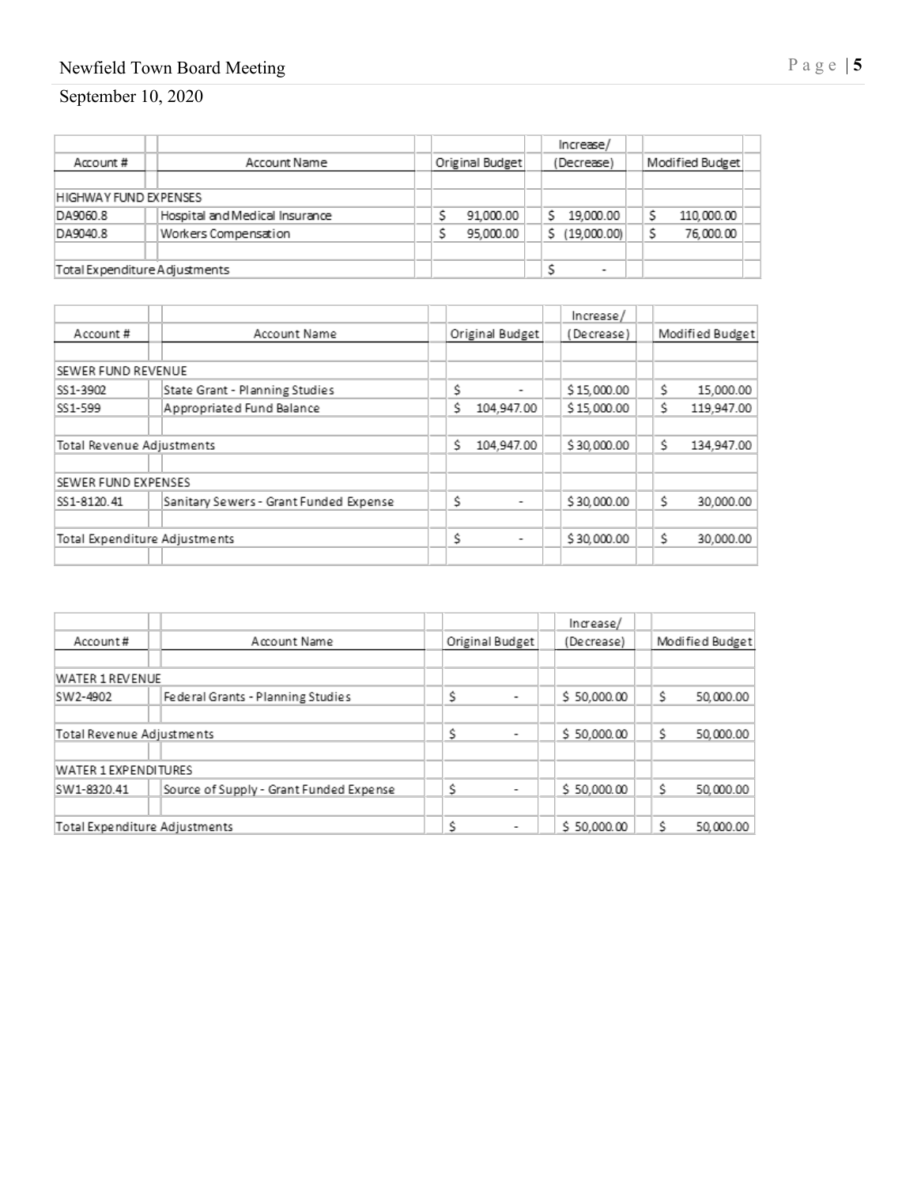Newfield Town Board Meeting

September 10, 2020

| Account # | Account Name | Original Budget | Increase/ (Decrease) | Modified Budget |
|---|---|---|---|---|
| HIGHWAY FUND EXPENSES | | | | |
| DA9060.8 | Hospital and Medical Insurance | $ 91,000.00 | $ 19,000.00 | $ 110,000.00 |
| DA9040.8 | Workers Compensation | $ 95,000.00 | $ (19,000.00) | $ 76,000.00 |
| | | | | |
| Total Expenditure Adjustments | | | $ - | |

| Account # | Account Name | Original Budget | Increase/ (Decrease) | Modified Budget |
|---|---|---|---|---|
| SEWER FUND REVENUE | | | | |
| SS1-3902 | State Grant - Planning Studies | $ - | $ 15,000.00 | $ 15,000.00 |
| SS1-599 | Appropriated Fund Balance | $ 104,947.00 | $ 15,000.00 | $ 119,947.00 |
| | | | | |
| Total Revenue Adjustments | | $ 104,947.00 | $ 30,000.00 | $ 134,947.00 |
| | | | | |
| SEWER FUND EXPENSES | | | | |
| SS1-8120.41 | Sanitary Sewers - Grant Funded Expense | $ - | $ 30,000.00 | $ 30,000.00 |
| | | | | |
| Total Expenditure Adjustments | | $ - | $ 30,000.00 | $ 30,000.00 |

| Account # | Account Name | Original Budget | Increase/ (Decrease) | Modified Budget |
|---|---|---|---|---|
| WATER 1 REVENUE | | | | |
| SW2-4902 | Federal Grants - Planning Studies | $ - | $ 50,000.00 | $ 50,000.00 |
| | | | | |
| Total Revenue Adjustments | | $ - | $ 50,000.00 | $ 50,000.00 |
| | | | | |
| WATER 1 EXPENDITURES | | | | |
| SW1-8320.41 | Source of Supply - Grant Funded Expense | $ - | $ 50,000.00 | $ 50,000.00 |
| | | | | |
| Total Expenditure Adjustments | | $ - | $ 50,000.00 | $ 50,000.00 |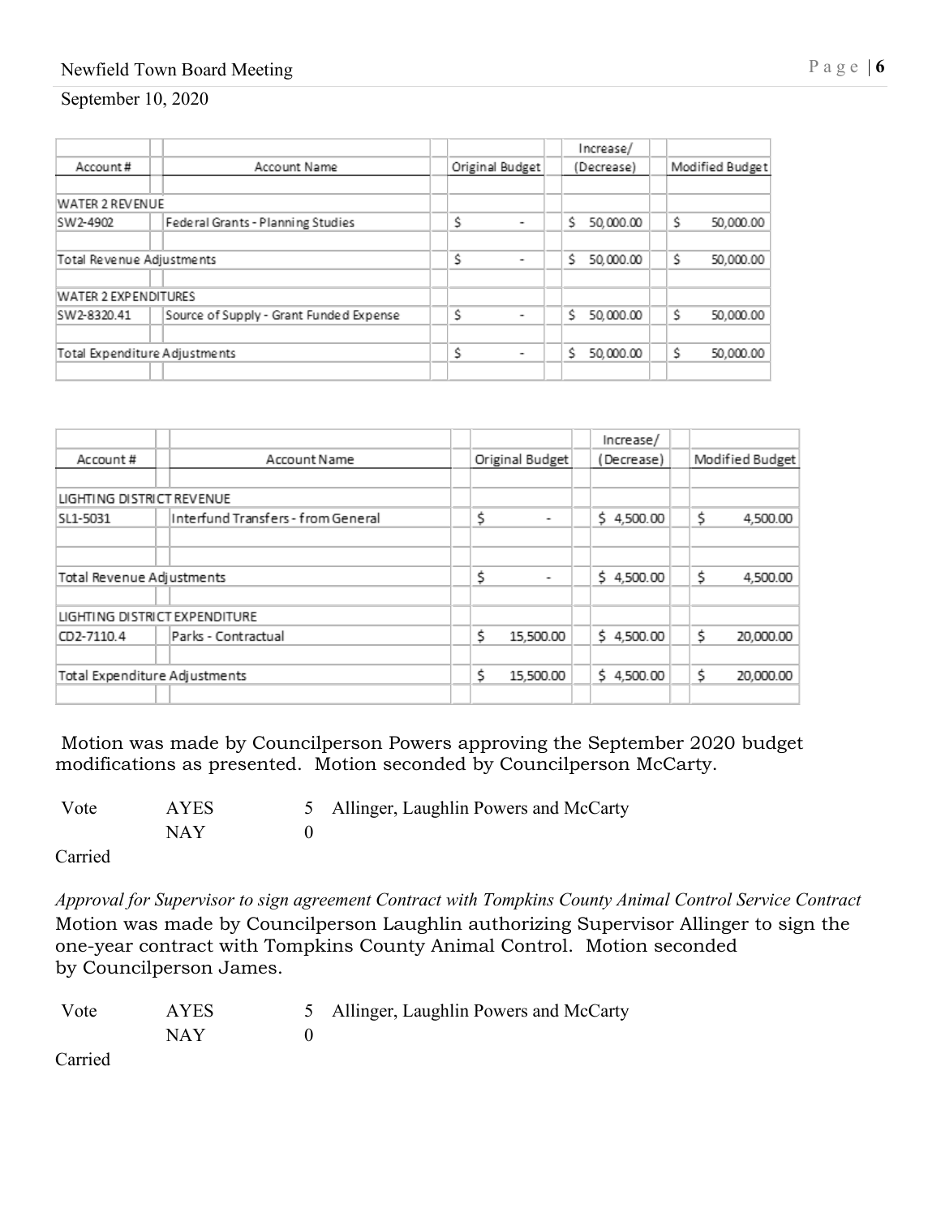| Account # | Account Name | Original Budget | Increase/ (Decrease) | Modified Budget |
|---|---|---|---|---|
| WATER 2 REVENUE | | | | |
| SW2-4902 | Federal Grants - Planning Studies | $ - | $ 50,000.00 | $ 50,000.00 |
| Total Revenue Adjustments | | $ - | $ 50,000.00 | $ 50,000.00 |
| WATER 2 EXPENDITURES | | | | |
| SW2-8320.41 | Source of Supply - Grant Funded Expense | $ - | $ 50,000.00 | $ 50,000.00 |
| Total Expenditure Adjustments | | $ - | $ 50,000.00 | $ 50,000.00 |

| Account # | Account Name | Original Budget | Increase/ (Decrease) | Modified Budget |
|---|---|---|---|---|
| LIGHTING DISTRICT REVENUE | | | | |
| SL1-5031 | Interfund Transfers - from General | $ - | $ 4,500.00 | $ 4,500.00 |
| Total Revenue Adjustments | | $ - | $ 4,500.00 | $ 4,500.00 |
| LIGHTING DISTRICT EXPENDITURE | | | | |
| CD2-7110.4 | Parks - Contractual | $ 15,500.00 | $ 4,500.00 | $ 20,000.00 |
| Total Expenditure Adjustments | | $ 15,500.00 | $ 4,500.00 | $ 20,000.00 |

Motion was made by Councilperson Powers approving the September 2020 budget modifications as presented. Motion seconded by Councilperson McCarty.

| Vote | AYES | 5 | Allinger, Laughlin Powers and McCarty |
|---|---|---|---|
| | NAY | 0 | |

Carried

*Approval for Supervisor to sign agreement Contract with Tompkins County Animal Control Service Contract*

Motion was made by Councilperson Laughlin authorizing Supervisor Allinger to sign the one-year contract with Tompkins County Animal Control. Motion seconded by Councilperson James.

| Vote | AYES | 5 | Allinger, Laughlin Powers and McCarty |
|---|---|---|---|
| | NAY | 0 | |

Carried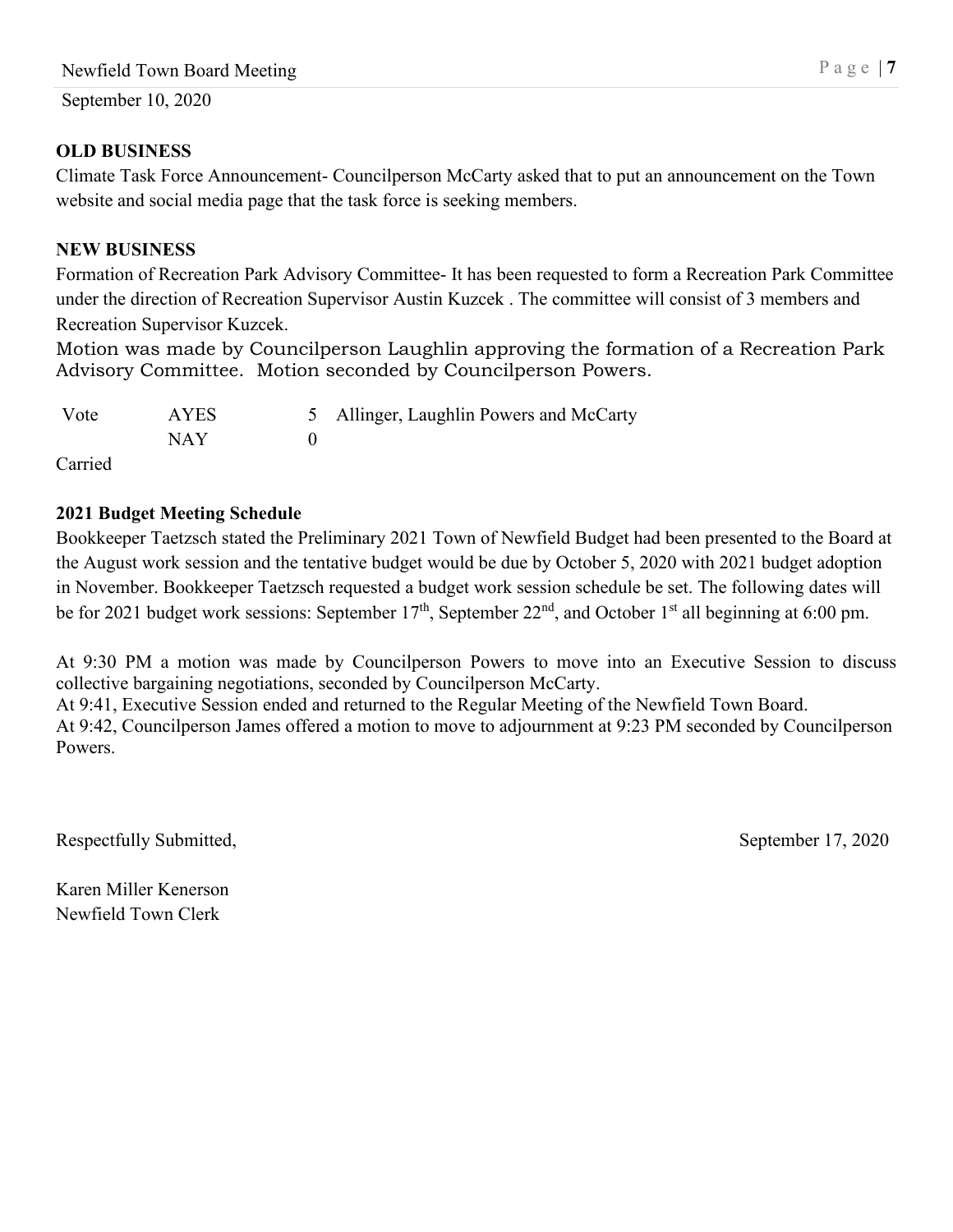**OLD BUSINESS**

Climate Task Force Announcement- Councilperson McCarty asked that to put an announcement on the Town website and social media page that the task force is seeking members.

**NEW BUSINESS**

Formation of Recreation Park Advisory Committee- It has been requested to form a Recreation Park Committee under the direction of Recreation Supervisor Austin Kuzcek . The committee will consist of 3 members and Recreation Supervisor Kuzcek.

Motion was made by Councilperson Laughlin approving the formation of a Recreation Park Advisory Committee. Motion seconded by Councilperson Powers.

| | | | |
|---|---|---|---|
| Vote | AYES | 5 | Allinger, Laughlin Powers and McCarty |
| | NAY | 0 | |

Carried

**2021 Budget Meeting Schedule**

Bookkeeper Taetzsch stated the Preliminary 2021 Town of Newfield Budget had been presented to the Board at the August work session and the tentative budget would be due by October 5, 2020 with 2021 budget adoption in November. Bookkeeper Taetzsch requested a budget work session schedule be set. The following dates will be for 2021 budget work sessions: September 17th, September 22nd, and October 1st all beginning at 6:00 pm.

At 9:30 PM a motion was made by Councilperson Powers to move into an Executive Session to discuss collective bargaining negotiations, seconded by Councilperson McCarty.

At 9:41, Executive Session ended and returned to the Regular Meeting of the Newfield Town Board.

At 9:42, Councilperson James offered a motion to move to adjournment at 9:23 PM seconded by Councilperson Powers.

Respectfully Submitted, September 17, 2020

Karen Miller Kenerson
Newfield Town Clerk